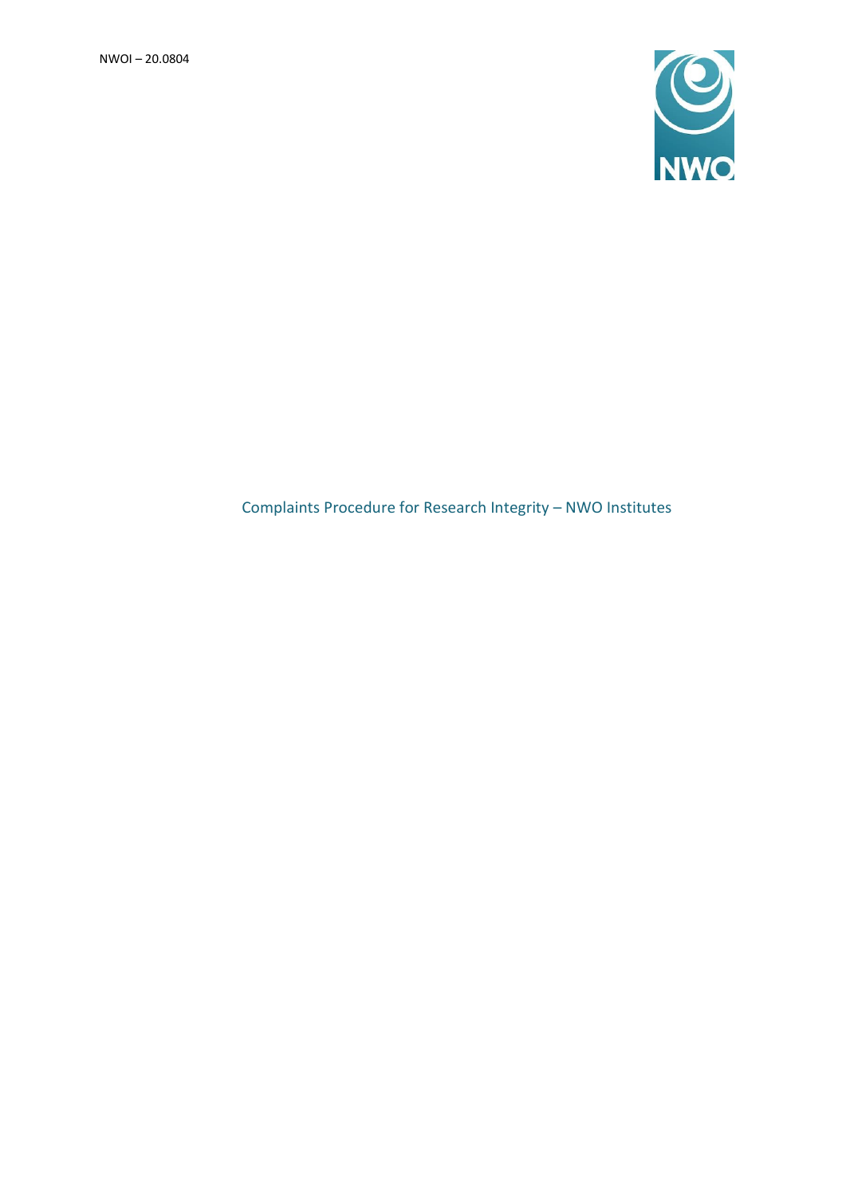NWOI – 20.0804

# Complaints Procedure for Research Integrity – NWO Institutes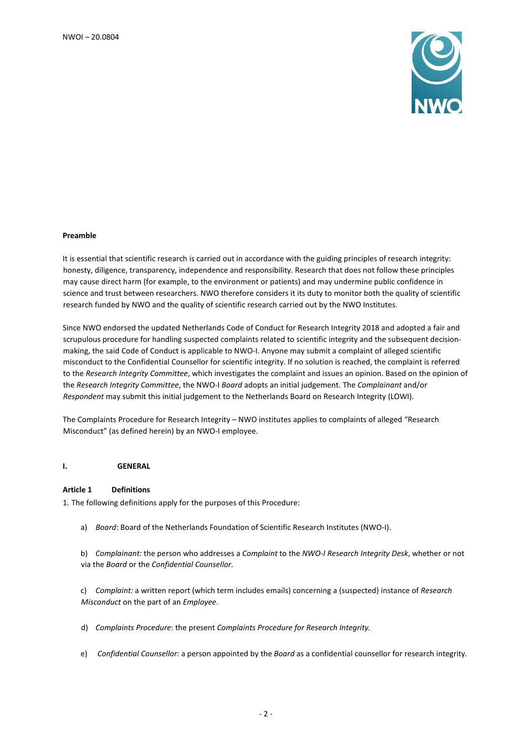**Preamble**

It is essential that scientific research is carried out in accordance with the guiding principles of research integrity: honesty, diligence, transparency, independence and responsibility. Research that does not follow these principles may cause direct harm (for example, to the environment or patients) and may undermine public confidence in science and trust between researchers. NWO therefore considers it its duty to monitor both the quality of scientific research funded by NWO and the quality of scientific research carried out by the NWO Institutes.

Since NWO endorsed the updated Netherlands Code of Conduct for Research Integrity 2018 and adopted a fair and scrupulous procedure for handling suspected complaints related to scientific integrity and the subsequent decision-making, the said Code of Conduct is applicable to NWO-I. Anyone may submit a complaint of alleged scientific misconduct to the Confidential Counsellor for scientific integrity. If no solution is reached, the complaint is referred to the *Research Integrity Committee*, which investigates the complaint and issues an opinion. Based on the opinion of the *Research Integrity Committee*, the NWO-I *Board* adopts an initial judgement. The *Complainant* and/or *Respondent* may submit this initial judgement to the Netherlands Board on Research Integrity (LOWI).

The Complaints Procedure for Research Integrity – NWO institutes applies to complaints of alleged "Research Misconduct" (as defined herein) by an NWO-I employee.

## I. GENERAL

### Article 1 Definitions

1. The following definitions apply for the purposes of this Procedure:

a) *Board*: Board of the Netherlands Foundation of Scientific Research Institutes (NWO-I).

b) *Complainant:* the person who addresses a *Complaint* to the *NWO-I Research Integrity Desk*, whether or not via the *Board* or the *Confidential Counsellor*.

c) *Complaint:* a written report (which term includes emails) concerning a (suspected) instance of *Research Misconduct* on the part of an *Employee*.

d) *Complaints Procedure*: the present *Complaints Procedure for Research Integrity.*

e) *Confidential Counsellor:* a person appointed by the *Board* as a confidential counsellor for research integrity.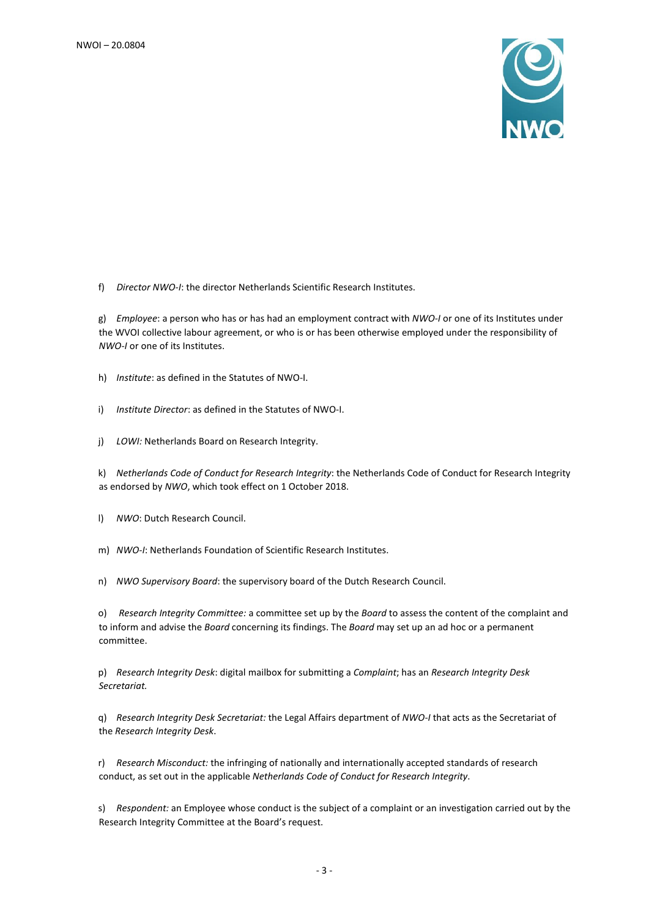f) *Director NWO-I*: the director Netherlands Scientific Research Institutes.

g) *Employee*: a person who has or has had an employment contract with *NWO-I* or one of its Institutes under the WVOI collective labour agreement, or who is or has been otherwise employed under the responsibility of *NWO-I* or one of its Institutes.

h) *Institute*: as defined in the Statutes of NWO-I.

i) *Institute Director*: as defined in the Statutes of NWO-I.

j) *LOWI:* Netherlands Board on Research Integrity.

k) *Netherlands Code of Conduct for Research Integrity*: the Netherlands Code of Conduct for Research Integrity as endorsed by *NWO*, which took effect on 1 October 2018.

l) *NWO*: Dutch Research Council.

m) *NWO-I*: Netherlands Foundation of Scientific Research Institutes.

n) *NWO Supervisory Board*: the supervisory board of the Dutch Research Council.

o) *Research Integrity Committee:* a committee set up by the *Board* to assess the content of the complaint and to inform and advise the *Board* concerning its findings. The *Board* may set up an ad hoc or a permanent committee.

p) *Research Integrity Desk*: digital mailbox for submitting a *Complaint*; has an *Research Integrity Desk Secretariat.*

q) *Research Integrity Desk Secretariat:* the Legal Affairs department of *NWO-I* that acts as the Secretariat of the *Research Integrity Desk*.

r) *Research Misconduct:* the infringing of nationally and internationally accepted standards of research conduct, as set out in the applicable *Netherlands Code of Conduct for Research Integrity*.

s) *Respondent:* an Employee whose conduct is the subject of a complaint or an investigation carried out by the Research Integrity Committee at the Board's request.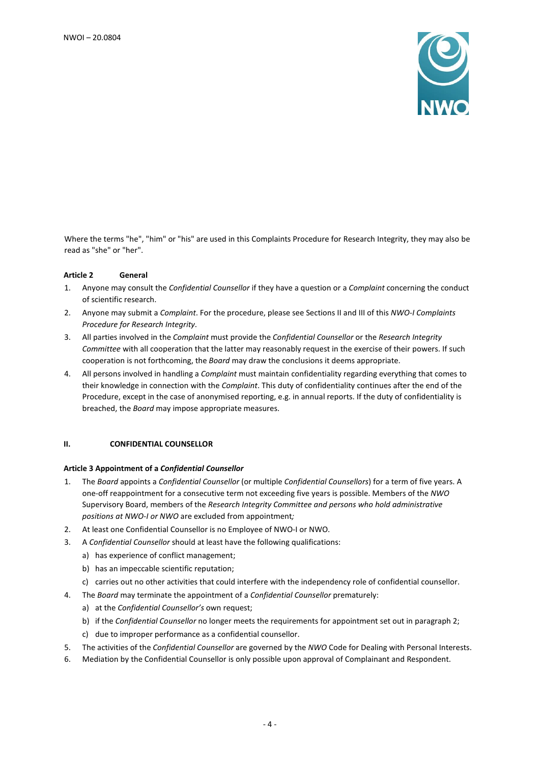Where the terms "he", "him" or "his" are used in this Complaints Procedure for Research Integrity, they may also be read as "she" or "her".

**Article 2 General**

1. Anyone may consult the *Confidential Counsellor* if they have a question or a *Complaint* concerning the conduct of scientific research.
2. Anyone may submit a *Complaint*. For the procedure, please see Sections II and III of this *NWO-I Complaints Procedure for Research Integrity*.
3. All parties involved in the *Complaint* must provide the *Confidential Counsellor* or the *Research Integrity Committee* with all cooperation that the latter may reasonably request in the exercise of their powers. If such cooperation is not forthcoming, the *Board* may draw the conclusions it deems appropriate.
4. All persons involved in handling a *Complaint* must maintain confidentiality regarding everything that comes to their knowledge in connection with the *Complaint*. This duty of confidentiality continues after the end of the Procedure, except in the case of anonymised reporting, e.g. in annual reports. If the duty of confidentiality is breached, the *Board* may impose appropriate measures.

## II. CONFIDENTIAL COUNSELLOR

**Article 3 Appointment of a *Confidential Counsellor***

1. The *Board* appoints a *Confidential Counsellor* (or multiple *Confidential Counsellors*) for a term of five years. A one-off reappointment for a consecutive term not exceeding five years is possible. Members of the *NWO* Supervisory Board, members of the *Research Integrity Committee and persons who hold administrative positions at NWO-I or NWO* are excluded from appointment*;*
2. At least one Confidential Counsellor is no Employee of NWO-I or NWO.
3. A *Confidential Counsellor* should at least have the following qualifications:
   a) has experience of conflict management;
   b) has an impeccable scientific reputation;
   c) carries out no other activities that could interfere with the independency role of confidential counsellor.
4. The *Board* may terminate the appointment of a *Confidential Counsellor* prematurely:
   a) at the *Confidential Counsellor's* own request;
   b) if the *Confidential Counsellor* no longer meets the requirements for appointment set out in paragraph 2;
   c) due to improper performance as a confidential counsellor.
5. The activities of the *Confidential Counsellor* are governed by the *NWO* Code for Dealing with Personal Interests.
6. Mediation by the Confidential Counsellor is only possible upon approval of Complainant and Respondent.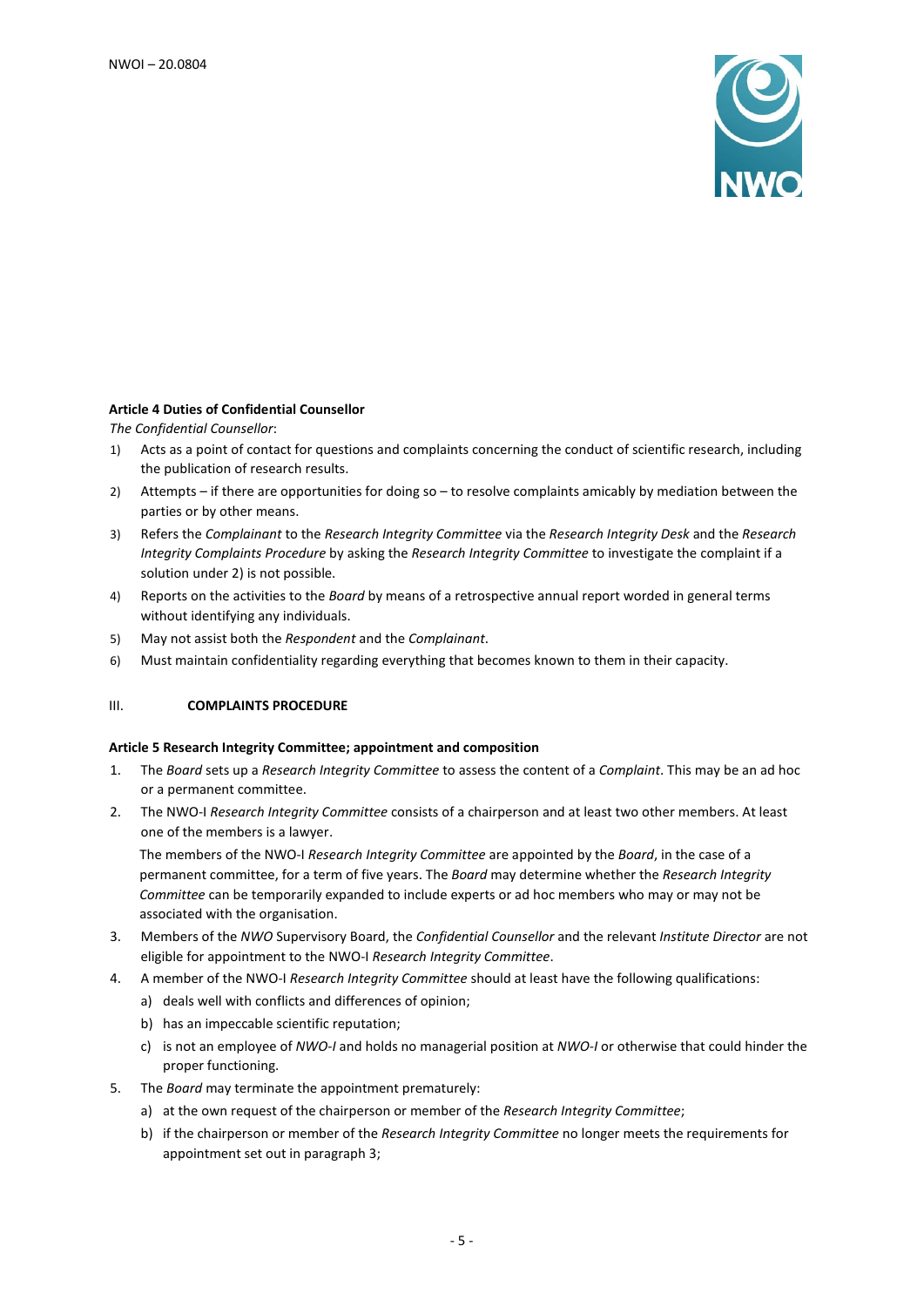**Article 4 Duties of Confidential Counsellor**

*The Confidential Counsellor*:

1) Acts as a point of contact for questions and complaints concerning the conduct of scientific research, including the publication of research results.
2) Attempts – if there are opportunities for doing so – to resolve complaints amicably by mediation between the parties or by other means.
3) Refers the *Complainant* to the *Research Integrity Committee* via the *Research Integrity Desk* and the *Research Integrity Complaints Procedure* by asking the *Research Integrity Committee* to investigate the complaint if a solution under 2) is not possible.
4) Reports on the activities to the *Board* by means of a retrospective annual report worded in general terms without identifying any individuals.
5) May not assist both the *Respondent* and the *Complainant*.
6) Must maintain confidentiality regarding everything that becomes known to them in their capacity.

## III. COMPLAINTS PROCEDURE

**Article 5 Research Integrity Committee; appointment and composition**

1. The *Board* sets up a *Research Integrity Committee* to assess the content of a *Complaint*. This may be an ad hoc or a permanent committee.
2. The NWO-I *Research Integrity Committee* consists of a chairperson and at least two other members. At least one of the members is a lawyer.

   The members of the NWO-I *Research Integrity Committee* are appointed by the *Board*, in the case of a permanent committee, for a term of five years. The *Board* may determine whether the *Research Integrity Committee* can be temporarily expanded to include experts or ad hoc members who may or may not be associated with the organisation.
3. Members of the *NWO* Supervisory Board, the *Confidential Counsellor* and the relevant *Institute Director* are not eligible for appointment to the NWO-I *Research Integrity Committee*.
4. A member of the NWO-I *Research Integrity Committee* should at least have the following qualifications:
   a) deals well with conflicts and differences of opinion;
   b) has an impeccable scientific reputation;
   c) is not an employee of *NWO-I* and holds no managerial position at *NWO-I* or otherwise that could hinder the proper functioning.
5. The *Board* may terminate the appointment prematurely:
   a) at the own request of the chairperson or member of the *Research Integrity Committee*;
   b) if the chairperson or member of the *Research Integrity Committee* no longer meets the requirements for appointment set out in paragraph 3;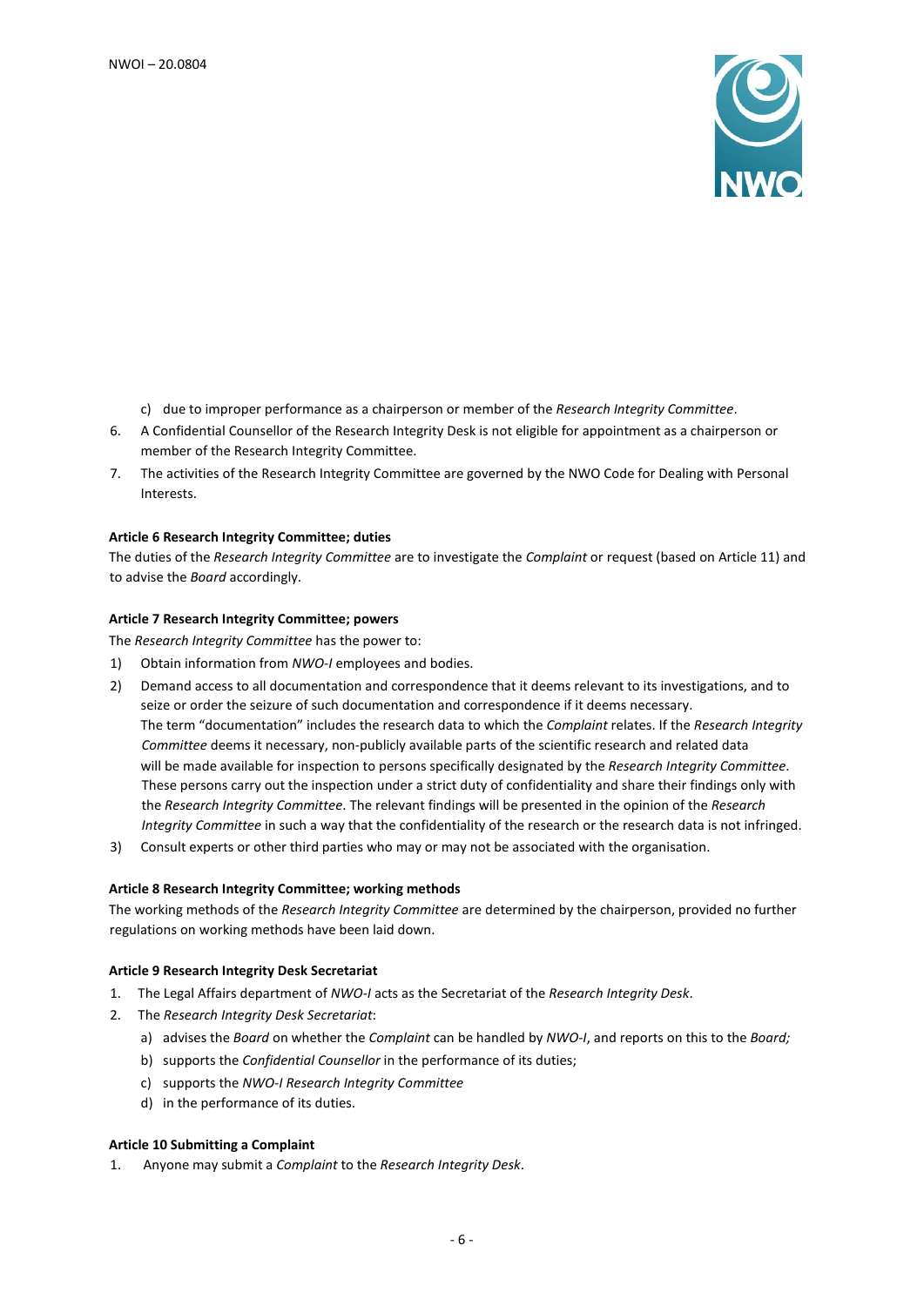c) due to improper performance as a chairperson or member of the *Research Integrity Committee*.

6. A Confidential Counsellor of the Research Integrity Desk is not eligible for appointment as a chairperson or member of the Research Integrity Committee.
7. The activities of the Research Integrity Committee are governed by the NWO Code for Dealing with Personal Interests.

**Article 6 Research Integrity Committee; duties**

The duties of the *Research Integrity Committee* are to investigate the *Complaint* or request (based on Article 11) and to advise the *Board* accordingly.

**Article 7 Research Integrity Committee; powers**

The *Research Integrity Committee* has the power to:

1) Obtain information from *NWO-I* employees and bodies.
2) Demand access to all documentation and correspondence that it deems relevant to its investigations, and to seize or order the seizure of such documentation and correspondence if it deems necessary.
   The term "documentation" includes the research data to which the *Complaint* relates. If the *Research Integrity Committee* deems it necessary, non-publicly available parts of the scientific research and related data will be made available for inspection to persons specifically designated by the *Research Integrity Committee*. These persons carry out the inspection under a strict duty of confidentiality and share their findings only with the *Research Integrity Committee*. The relevant findings will be presented in the opinion of the *Research Integrity Committee* in such a way that the confidentiality of the research or the research data is not infringed.
3) Consult experts or other third parties who may or may not be associated with the organisation.

**Article 8 Research Integrity Committee; working methods**

The working methods of the *Research Integrity Committee* are determined by the chairperson, provided no further regulations on working methods have been laid down.

**Article 9 Research Integrity Desk Secretariat**

1. The Legal Affairs department of *NWO-I* acts as the Secretariat of the *Research Integrity Desk*.
2. The *Research Integrity Desk Secretariat*:
   a) advises the *Board* on whether the *Complaint* can be handled by *NWO-I*, and reports on this to the *Board;*
   b) supports the *Confidential Counsellor* in the performance of its duties;
   c) supports the *NWO-I Research Integrity Committee*
   d) in the performance of its duties.

**Article 10 Submitting a Complaint**

1. Anyone may submit a *Complaint* to the *Research Integrity Desk*.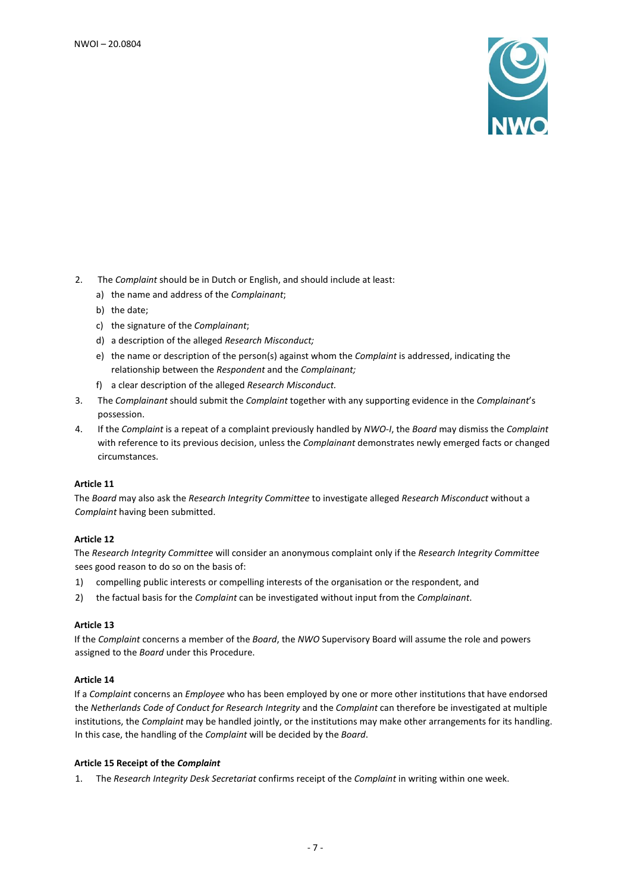2. The *Complaint* should be in Dutch or English, and should include at least:
    a) the name and address of the *Complainant*;
    b) the date;
    c) the signature of the *Complainant*;
    d) a description of the alleged *Research Misconduct;*
    e) the name or description of the person(s) against whom the *Complaint* is addressed, indicating the relationship between the *Respondent* and the *Complainant;*
    f) a clear description of the alleged *Research Misconduct.*
3. The *Complainant* should submit the *Complaint* together with any supporting evidence in the *Complainant*'s possession.
4. If the *Complaint* is a repeat of a complaint previously handled by *NWO-I*, the *Board* may dismiss the *Complaint* with reference to its previous decision, unless the *Complainant* demonstrates newly emerged facts or changed circumstances.

**Article 11**

The *Board* may also ask the *Research Integrity Committee* to investigate alleged *Research Misconduct* without a *Complaint* having been submitted.

**Article 12**

The *Research Integrity Committee* will consider an anonymous complaint only if the *Research Integrity Committee* sees good reason to do so on the basis of:

1) compelling public interests or compelling interests of the organisation or the respondent, and
2) the factual basis for the *Complaint* can be investigated without input from the *Complainant*.

**Article 13**

If the *Complaint* concerns a member of the *Board*, the *NWO* Supervisory Board will assume the role and powers assigned to the *Board* under this Procedure.

**Article 14**

If a *Complaint* concerns an *Employee* who has been employed by one or more other institutions that have endorsed the *Netherlands Code of Conduct for Research Integrity* and the *Complaint* can therefore be investigated at multiple institutions, the *Complaint* may be handled jointly, or the institutions may make other arrangements for its handling. In this case, the handling of the *Complaint* will be decided by the *Board*.

**Article 15 Receipt of the *Complaint***

1. The *Research Integrity Desk Secretariat* confirms receipt of the *Complaint* in writing within one week.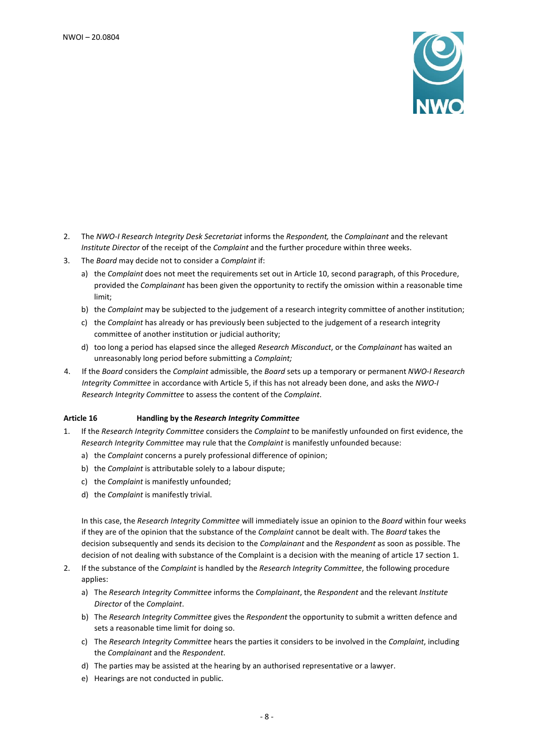2. The *NWO-I Research Integrity Desk Secretariat* informs the *Respondent,* the *Complainant* and the relevant *Institute Director* of the receipt of the *Complaint* and the further procedure within three weeks.
3. The *Board* may decide not to consider a *Complaint* if:
   a) the *Complaint* does not meet the requirements set out in Article 10, second paragraph, of this Procedure, provided the *Complainant* has been given the opportunity to rectify the omission within a reasonable time limit;
   b) the *Complaint* may be subjected to the judgement of a research integrity committee of another institution;
   c) the *Complaint* has already or has previously been subjected to the judgement of a research integrity committee of another institution or judicial authority;
   d) too long a period has elapsed since the alleged *Research Misconduct*, or the *Complainant* has waited an unreasonably long period before submitting a *Complaint;*
4. If the *Board* considers the *Complaint* admissible, the *Board* sets up a temporary or permanent *NWO-I Research Integrity Committee* in accordance with Article 5, if this has not already been done, and asks the *NWO-I Research Integrity Committee* to assess the content of the *Complaint*.

**Article 16 Handling by the *Research Integrity Committee***

1. If the *Research Integrity Committee* considers the *Complaint* to be manifestly unfounded on first evidence, the *Research Integrity Committee* may rule that the *Complaint* is manifestly unfounded because:
   a) the *Complaint* concerns a purely professional difference of opinion;
   b) the *Complaint* is attributable solely to a labour dispute;
   c) the *Complaint* is manifestly unfounded;
   d) the *Complaint* is manifestly trivial.

   In this case, the *Research Integrity Committee* will immediately issue an opinion to the *Board* within four weeks if they are of the opinion that the substance of the *Complaint* cannot be dealt with. The *Board* takes the decision subsequently and sends its decision to the *Complainant* and the *Respondent* as soon as possible. The decision of not dealing with substance of the Complaint is a decision with the meaning of article 17 section 1.
2. If the substance of the *Complaint* is handled by the *Research Integrity Committee*, the following procedure applies:
   a) The *Research Integrity Committee* informs the *Complainant*, the *Respondent* and the relevant *Institute Director* of the *Complaint*.
   b) The *Research Integrity Committee* gives the *Respondent* the opportunity to submit a written defence and sets a reasonable time limit for doing so.
   c) The *Research Integrity Committee* hears the parties it considers to be involved in the *Complaint*, including the *Complainant* and the *Respondent*.
   d) The parties may be assisted at the hearing by an authorised representative or a lawyer.
   e) Hearings are not conducted in public.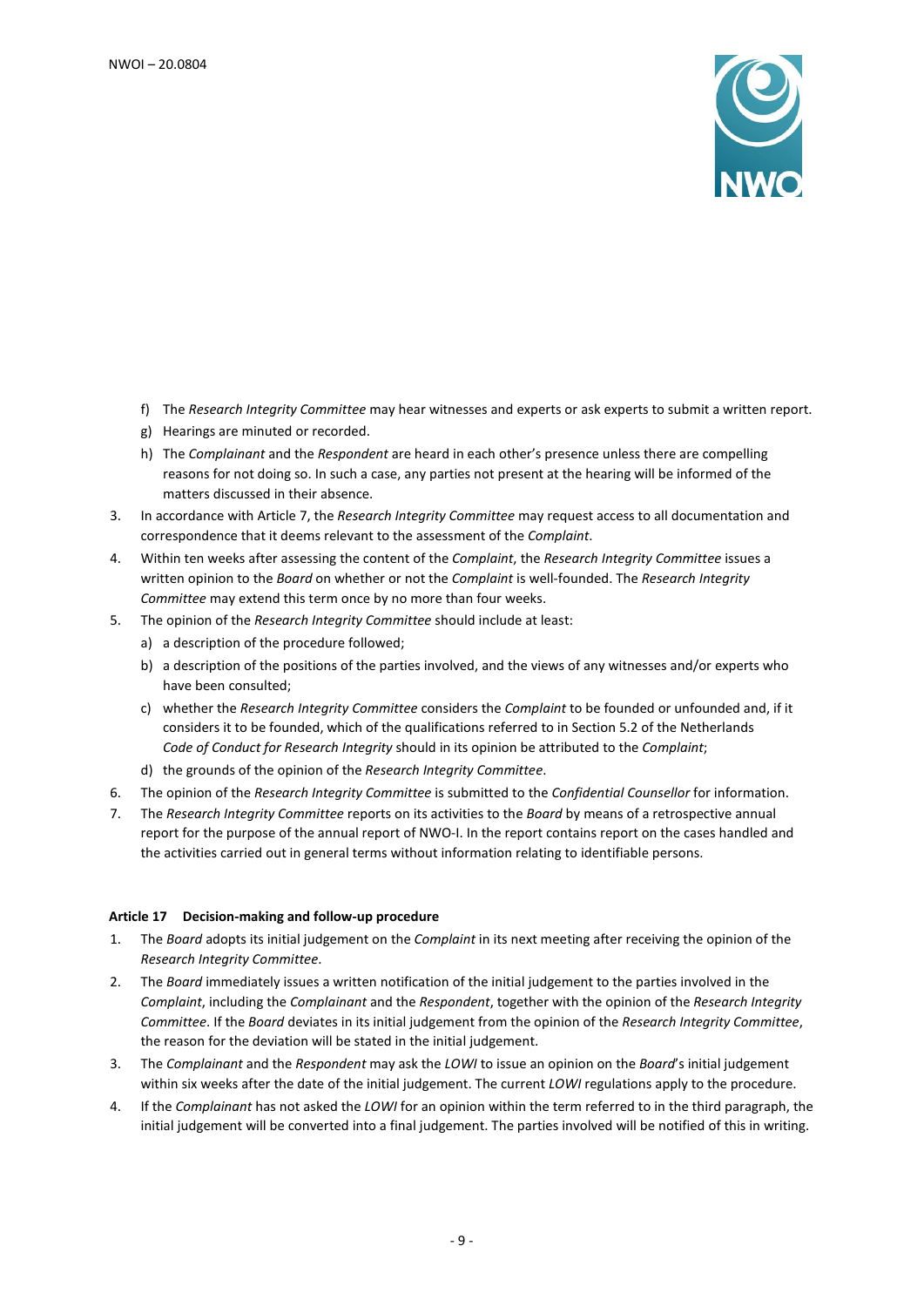f) The *Research Integrity Committee* may hear witnesses and experts or ask experts to submit a written report.
g) Hearings are minuted or recorded.
h) The *Complainant* and the *Respondent* are heard in each other's presence unless there are compelling reasons for not doing so. In such a case, any parties not present at the hearing will be informed of the matters discussed in their absence.

3. In accordance with Article 7, the *Research Integrity Committee* may request access to all documentation and correspondence that it deems relevant to the assessment of the *Complaint*.
4. Within ten weeks after assessing the content of the *Complaint*, the *Research Integrity Committee* issues a written opinion to the *Board* on whether or not the *Complaint* is well-founded. The *Research Integrity Committee* may extend this term once by no more than four weeks.
5. The opinion of the *Research Integrity Committee* should include at least:
   a) a description of the procedure followed;
   b) a description of the positions of the parties involved, and the views of any witnesses and/or experts who have been consulted;
   c) whether the *Research Integrity Committee* considers the *Complaint* to be founded or unfounded and, if it considers it to be founded, which of the qualifications referred to in Section 5.2 of the Netherlands *Code of Conduct for Research Integrity* should in its opinion be attributed to the *Complaint*;
   d) the grounds of the opinion of the *Research Integrity Committee*.
6. The opinion of the *Research Integrity Committee* is submitted to the *Confidential Counsellor* for information.
7. The *Research Integrity Committee* reports on its activities to the *Board* by means of a retrospective annual report for the purpose of the annual report of NWO-I. In the report contains report on the cases handled and the activities carried out in general terms without information relating to identifiable persons.

**Article 17 Decision-making and follow-up procedure**

1. The *Board* adopts its initial judgement on the *Complaint* in its next meeting after receiving the opinion of the *Research Integrity Committee*.
2. The *Board* immediately issues a written notification of the initial judgement to the parties involved in the *Complaint*, including the *Complainant* and the *Respondent*, together with the opinion of the *Research Integrity Committee*. If the *Board* deviates in its initial judgement from the opinion of the *Research Integrity Committee*, the reason for the deviation will be stated in the initial judgement.
3. The *Complainant* and the *Respondent* may ask the *LOWI* to issue an opinion on the *Board*'s initial judgement within six weeks after the date of the initial judgement. The current *LOWI* regulations apply to the procedure.
4. If the *Complainant* has not asked the *LOWI* for an opinion within the term referred to in the third paragraph, the initial judgement will be converted into a final judgement. The parties involved will be notified of this in writing.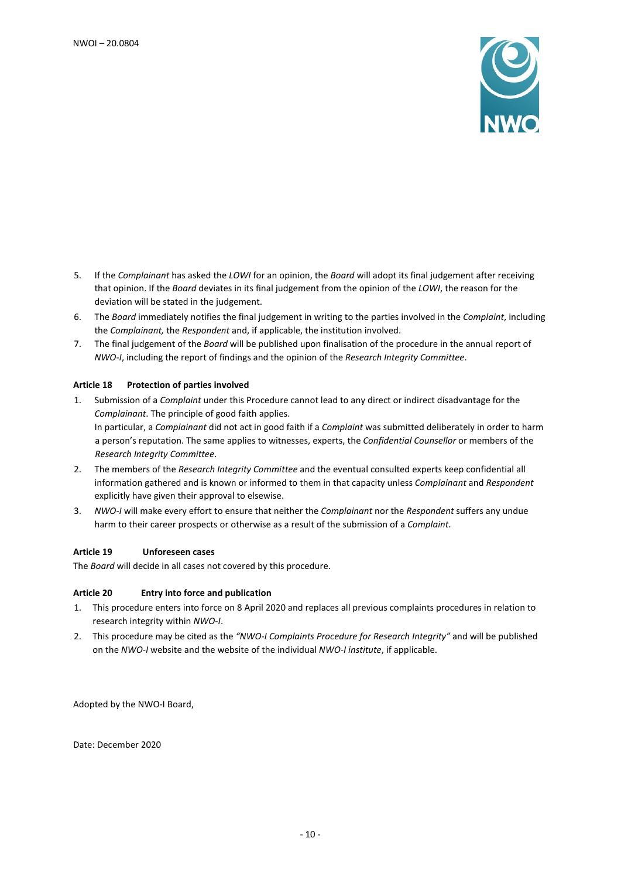5. If the *Complainant* has asked the *LOWI* for an opinion, the *Board* will adopt its final judgement after receiving that opinion. If the *Board* deviates in its final judgement from the opinion of the *LOWI*, the reason for the deviation will be stated in the judgement.
6. The *Board* immediately notifies the final judgement in writing to the parties involved in the *Complaint*, including the *Complainant,* the *Respondent* and, if applicable, the institution involved.
7. The final judgement of the *Board* will be published upon finalisation of the procedure in the annual report of *NWO-I*, including the report of findings and the opinion of the *Research Integrity Committee*.

**Article 18 Protection of parties involved**

1. Submission of a *Complaint* under this Procedure cannot lead to any direct or indirect disadvantage for the *Complainant*. The principle of good faith applies.
   In particular, a *Complainant* did not act in good faith if a *Complaint* was submitted deliberately in order to harm a person's reputation. The same applies to witnesses, experts, the *Confidential Counsellor* or members of the *Research Integrity Committee*.
2. The members of the *Research Integrity Committee* and the eventual consulted experts keep confidential all information gathered and is known or informed to them in that capacity unless *Complainant* and *Respondent* explicitly have given their approval to elsewise.
3. *NWO-I* will make every effort to ensure that neither the *Complainant* nor the *Respondent* suffers any undue harm to their career prospects or otherwise as a result of the submission of a *Complaint*.

**Article 19 Unforeseen cases**

The *Board* will decide in all cases not covered by this procedure.

**Article 20 Entry into force and publication**

1. This procedure enters into force on 8 April 2020 and replaces all previous complaints procedures in relation to research integrity within *NWO-I*.
2. This procedure may be cited as the *"NWO-I Complaints Procedure for Research Integrity"* and will be published on the *NWO-I* website and the website of the individual *NWO-I institute*, if applicable.

Adopted by the NWO-I Board,

Date: December 2020